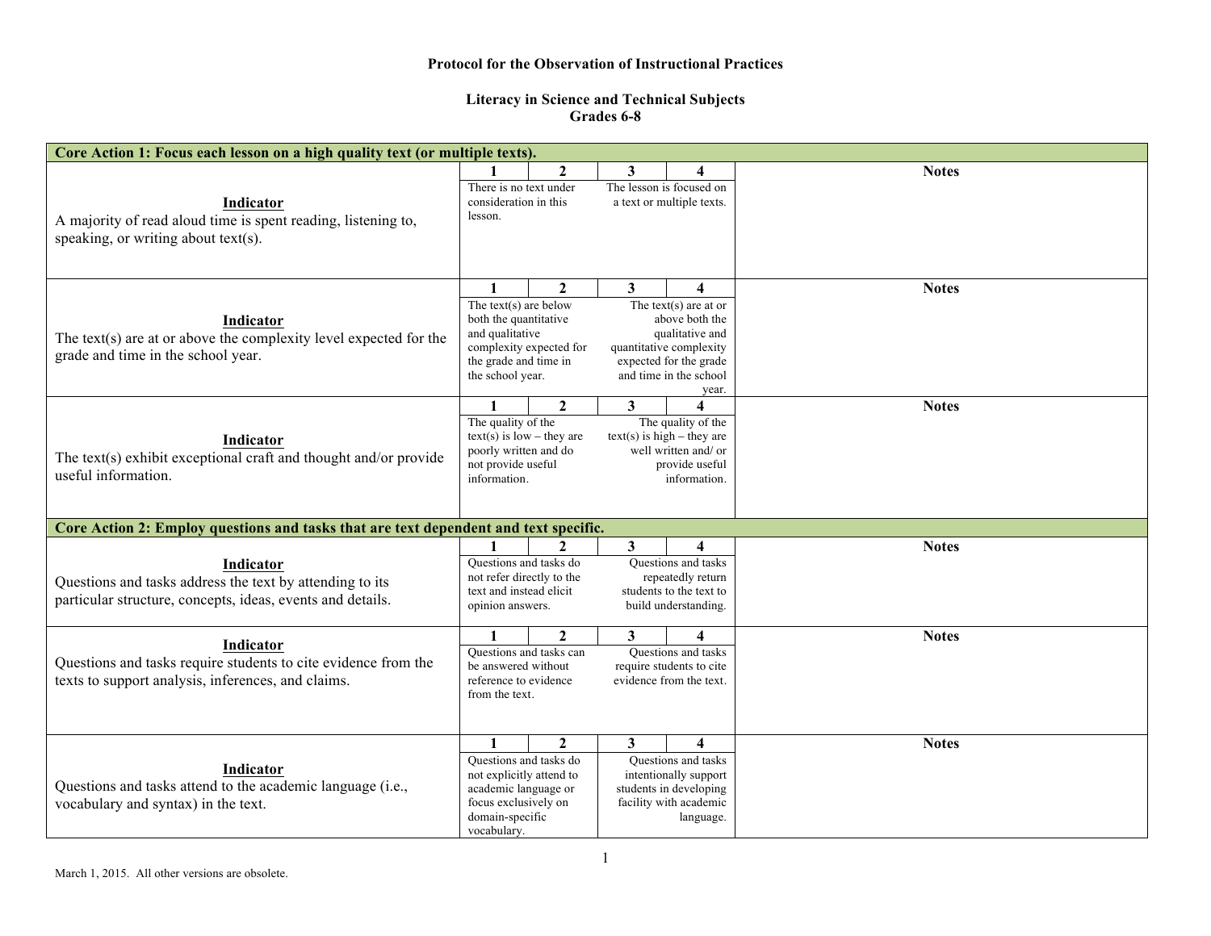**Protocol for the Observation of Instructional Practices**

**Literacy in Science and Technical Subjects**
**Grades 6-8**

| **Core Action 1: Focus each lesson on a high quality text (or multiple texts).** | | | | | |
|---|---|---|---|---|---|
| | **1** | **2** | **3** | **4** | **Notes** |
| **Indicator** A majority of read aloud time is spent reading, listening to, speaking, or writing about text(s). | There is no text under consideration in this lesson. | | | The lesson is focused on a text or multiple texts. | |
| | **1** | **2** | **3** | **4** | **Notes** |
| **Indicator** The text(s) are at or above the complexity level expected for the grade and time in the school year. | The text(s) are below both the quantitative and qualitative complexity expected for the grade and time in the school year. | | | The text(s) are at or above both the qualitative and quantitative complexity expected for the grade and time in the school year. | |
| | **1** | **2** | **3** | **4** | **Notes** |
| **Indicator** The text(s) exhibit exceptional craft and thought and/or provide useful information. | The quality of the text(s) is low – they are poorly written and do not provide useful information. | | | The quality of the text(s) is high – they are well written and/ or provide useful information. | |

| **Core Action 2: Employ questions and tasks that are text dependent and text specific.** | | | | | |
|---|---|---|---|---|---|
| | **1** | **2** | **3** | **4** | **Notes** |
| **Indicator** Questions and tasks address the text by attending to its particular structure, concepts, ideas, events and details. | Questions and tasks do not refer directly to the text and instead elicit opinion answers. | | | Questions and tasks repeatedly return students to the text to build understanding. | |
| | **1** | **2** | **3** | **4** | **Notes** |
| **Indicator** Questions and tasks require students to cite evidence from the texts to support analysis, inferences, and claims. | Questions and tasks can be answered without reference to evidence from the text. | | | Questions and tasks require students to cite evidence from the text. | |
| | **1** | **2** | **3** | **4** | **Notes** |
| **Indicator** Questions and tasks attend to the academic language (i.e., vocabulary and syntax) in the text. | Questions and tasks do not explicitly attend to academic language or focus exclusively on domain-specific vocabulary. | | | Questions and tasks intentionally support students in developing facility with academic language. | |

March 1, 2015. All other versions are obsolete.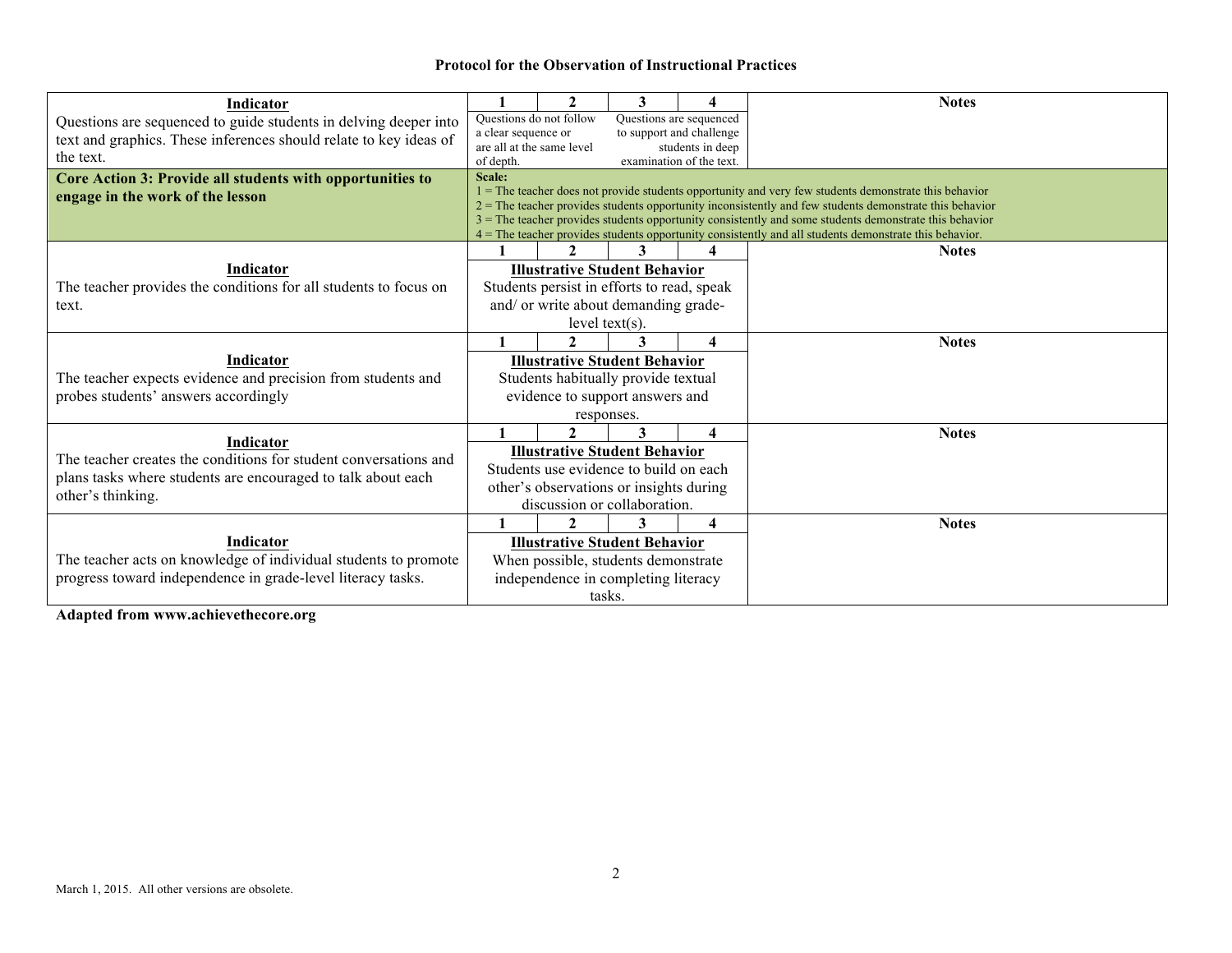# Protocol for the Observation of Instructional Practices

| Indicator | 1 | 2 | 3 | 4 | Notes |
|---|---|---|---|---|---|
| Questions are sequenced to guide students in delving deeper into text and graphics. These inferences should relate to key ideas of the text. | Questions do not follow a clear sequence or are all at the same level of depth. | | Questions are sequenced to support and challenge students in deep examination of the text. | | |
| **Core Action 3: Provide all students with opportunities to engage in the work of the lesson** | **Scale:** 1 = The teacher does not provide students opportunity and very few students demonstrate this behavior 2 = The teacher provides students opportunity inconsistently and few students demonstrate this behavior 3 = The teacher provides students opportunity consistently and some students demonstrate this behavior 4 = The teacher provides students opportunity consistently and all students demonstrate this behavior. | | | | |
| **Indicator** The teacher provides the conditions for all students to focus on text. | **Illustrative Student Behavior** Students persist in efforts to read, speak and/ or write about demanding grade-level text(s). | | | | |
| **Indicator** The teacher expects evidence and precision from students and probes students' answers accordingly | **Illustrative Student Behavior** Students habitually provide textual evidence to support answers and responses. | | | | |
| **Indicator** The teacher creates the conditions for student conversations and plans tasks where students are encouraged to talk about each other's thinking. | **Illustrative Student Behavior** Students use evidence to build on each other's observations or insights during discussion or collaboration. | | | | |
| **Indicator** The teacher acts on knowledge of individual students to promote progress toward independence in grade-level literacy tasks. | **Illustrative Student Behavior** When possible, students demonstrate independence in completing literacy tasks. | | | | |

**Adapted from www.achievethecore.org**

March 1, 2015. All other versions are obsolete.